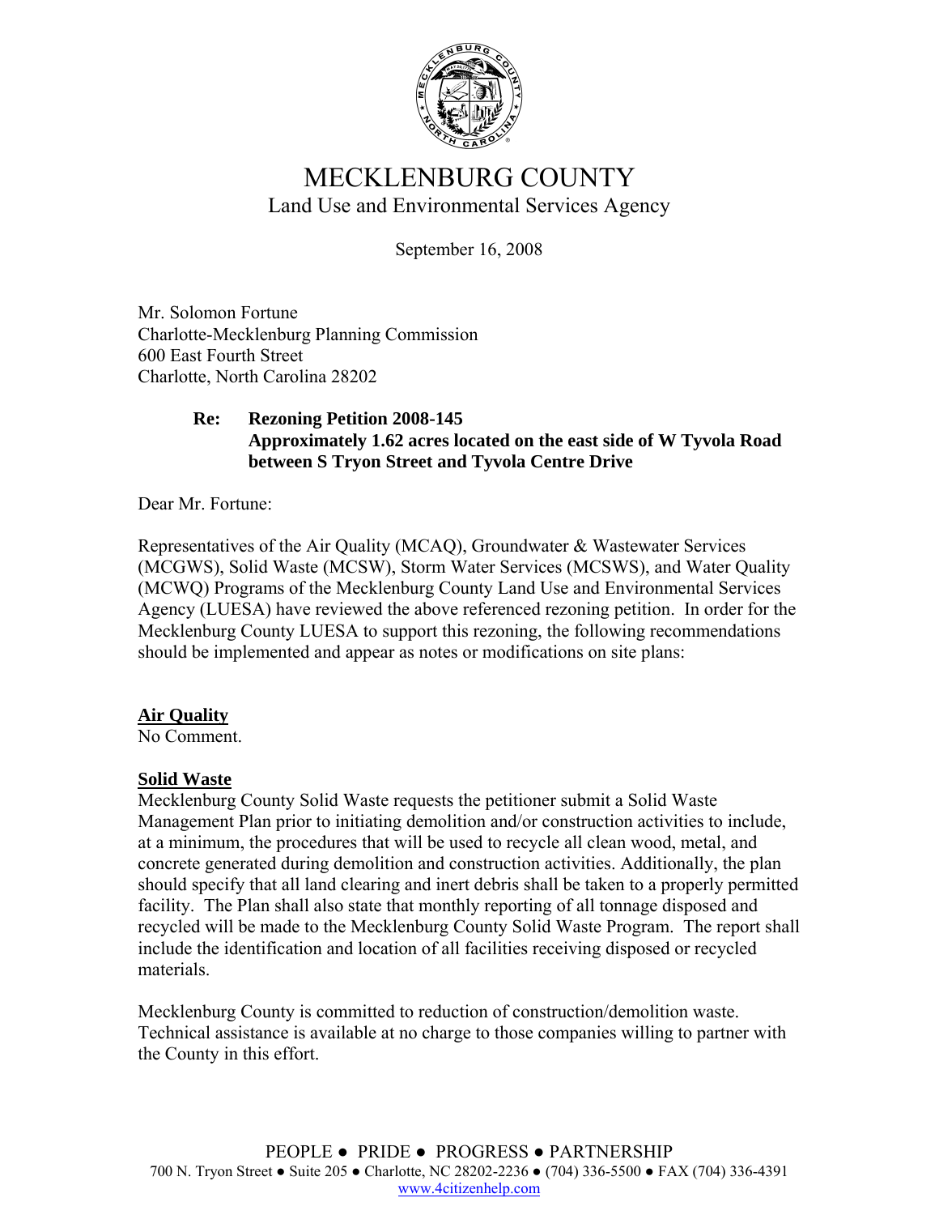# MECKLENBURG COUNTY

## Land Use and Environmental Services Agency

September 16, 2008

Mr. Solomon Fortune
Charlotte-Mecklenburg Planning Commission
600 East Fourth Street
Charlotte, North Carolina 28202

**Re: Rezoning Petition 2008-145**
**Approximately 1.62 acres located on the east side of W Tyvola Road between S Tryon Street and Tyvola Centre Drive**

Dear Mr. Fortune:

Representatives of the Air Quality (MCAQ), Groundwater & Wastewater Services (MCGWS), Solid Waste (MCSW), Storm Water Services (MCSWS), and Water Quality (MCWQ) Programs of the Mecklenburg County Land Use and Environmental Services Agency (LUESA) have reviewed the above referenced rezoning petition. In order for the Mecklenburg County LUESA to support this rezoning, the following recommendations should be implemented and appear as notes or modifications on site plans:

**Air Quality**
No Comment.

**Solid Waste**
Mecklenburg County Solid Waste requests the petitioner submit a Solid Waste Management Plan prior to initiating demolition and/or construction activities to include, at a minimum, the procedures that will be used to recycle all clean wood, metal, and concrete generated during demolition and construction activities. Additionally, the plan should specify that all land clearing and inert debris shall be taken to a properly permitted facility. The Plan shall also state that monthly reporting of all tonnage disposed and recycled will be made to the Mecklenburg County Solid Waste Program. The report shall include the identification and location of all facilities receiving disposed or recycled materials.

Mecklenburg County is committed to reduction of construction/demolition waste. Technical assistance is available at no charge to those companies willing to partner with the County in this effort.

PEOPLE ● PRIDE ● PROGRESS ● PARTNERSHIP
700 N. Tryon Street ● Suite 205 ● Charlotte, NC 28202-2236 ● (704) 336-5500 ● FAX (704) 336-4391
www.4citizenhelp.com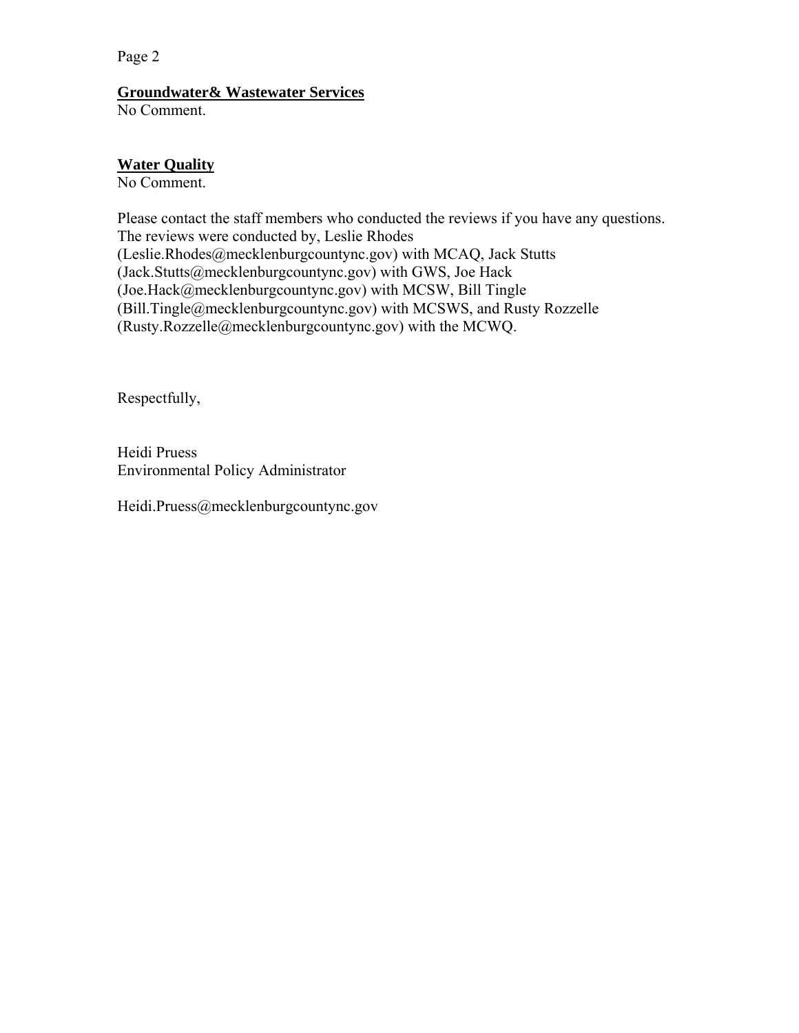**Groundwater& Wastewater Services**

No Comment.

**Water Quality**

No Comment.

Please contact the staff members who conducted the reviews if you have any questions. The reviews were conducted by, Leslie Rhodes (Leslie.Rhodes@mecklenburgcountync.gov) with MCAQ, Jack Stutts (Jack.Stutts@mecklenburgcountync.gov) with GWS, Joe Hack (Joe.Hack@mecklenburgcountync.gov) with MCSW, Bill Tingle (Bill.Tingle@mecklenburgcountync.gov) with MCSWS, and Rusty Rozzelle (Rusty.Rozzelle@mecklenburgcountync.gov) with the MCWQ.

Respectfully,

Heidi Pruess
Environmental Policy Administrator

Heidi.Pruess@mecklenburgcountync.gov